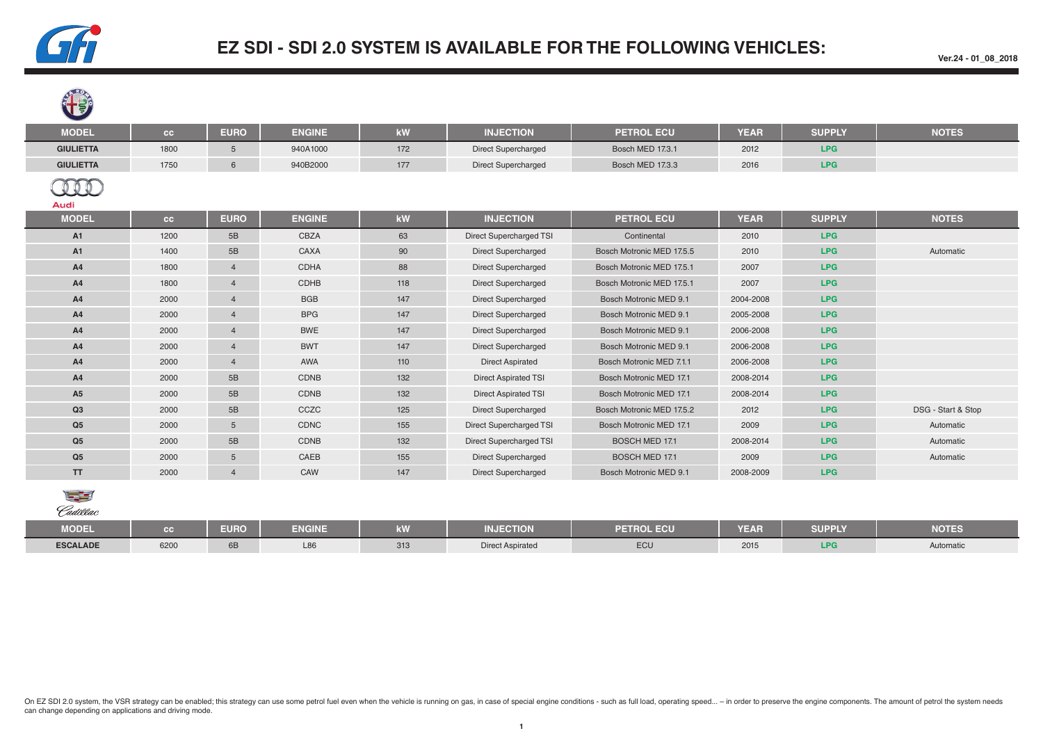# EZ SDI - SDI 2.0 SYSTEM IS AVAILABLE FOR THE FOLLOWING VEHICLES:

Ver.24 - 01_08_2018

| MODEL | cc | EURO | ENGINE | kW | INJECTION | PETROL ECU | YEAR | SUPPLY | NOTES |
|---|---|---|---|---|---|---|---|---|---|
| GIULIETTA | 1800 | 5 | 940A1000 | 172 | Direct Supercharged | Bosch MED 17.3.1 | 2012 | LPG | |
| GIULIETTA | 1750 | 6 | 940B2000 | 177 | Direct Supercharged | Bosch MED 17.3.3 | 2016 | LPG | |

Audi

| MODEL | cc | EURO | ENGINE | kW | INJECTION | PETROL ECU | YEAR | SUPPLY | NOTES |
|---|---|---|---|---|---|---|---|---|---|
| A1 | 1200 | 5B | CBZA | 63 | Direct Supercharged TSI | Continental | 2010 | LPG | |
| A1 | 1400 | 5B | CAXA | 90 | Direct Supercharged | Bosch Motronic MED 17.5.5 | 2010 | LPG | Automatic |
| A4 | 1800 | 4 | CDHA | 88 | Direct Supercharged | Bosch Motronic MED 17.5.1 | 2007 | LPG | |
| A4 | 1800 | 4 | CDHB | 118 | Direct Supercharged | Bosch Motronic MED 17.5.1 | 2007 | LPG | |
| A4 | 2000 | 4 | BGB | 147 | Direct Supercharged | Bosch Motronic MED 9.1 | 2004-2008 | LPG | |
| A4 | 2000 | 4 | BPG | 147 | Direct Supercharged | Bosch Motronic MED 9.1 | 2005-2008 | LPG | |
| A4 | 2000 | 4 | BWE | 147 | Direct Supercharged | Bosch Motronic MED 9.1 | 2006-2008 | LPG | |
| A4 | 2000 | 4 | BWT | 147 | Direct Supercharged | Bosch Motronic MED 9.1 | 2006-2008 | LPG | |
| A4 | 2000 | 4 | AWA | 110 | Direct Aspirated | Bosch Motronic MED 7.1.1 | 2006-2008 | LPG | |
| A4 | 2000 | 5B | CDNB | 132 | Direct Aspirated TSI | Bosch Motronic MED 17.1 | 2008-2014 | LPG | |
| A5 | 2000 | 5B | CDNB | 132 | Direct Aspirated TSI | Bosch Motronic MED 17.1 | 2008-2014 | LPG | |
| Q3 | 2000 | 5B | CCZC | 125 | Direct Supercharged | Bosch Motronic MED 17.5.2 | 2012 | LPG | DSG - Start & Stop |
| Q5 | 2000 | 5 | CDNC | 155 | Direct Supercharged TSI | Bosch Motronic MED 17.1 | 2009 | LPG | Automatic |
| Q5 | 2000 | 5B | CDNB | 132 | Direct Supercharged TSI | BOSCH MED 17.1 | 2008-2014 | LPG | Automatic |
| Q5 | 2000 | 5 | CAEB | 155 | Direct Supercharged | BOSCH MED 17.1 | 2009 | LPG | Automatic |
| TT | 2000 | 4 | CAW | 147 | Direct Supercharged | Bosch Motronic MED 9.1 | 2008-2009 | LPG | |

Cadillac

| MODEL | cc | EURO | ENGINE | kW | INJECTION | PETROL ECU | YEAR | SUPPLY | NOTES |
|---|---|---|---|---|---|---|---|---|---|
| ESCALADE | 6200 | 6B | L86 | 313 | Direct Aspirated | ECU | 2015 | LPG | Automatic |

On EZ SDI 2.0 system, the VSR strategy can be enabled; this strategy can use some petrol fuel even when the vehicle is running on gas, in case of special engine conditions - such as full load, operating speed... – in order to preserve the engine components. The amount of petrol the system needs can change depending on applications and driving mode.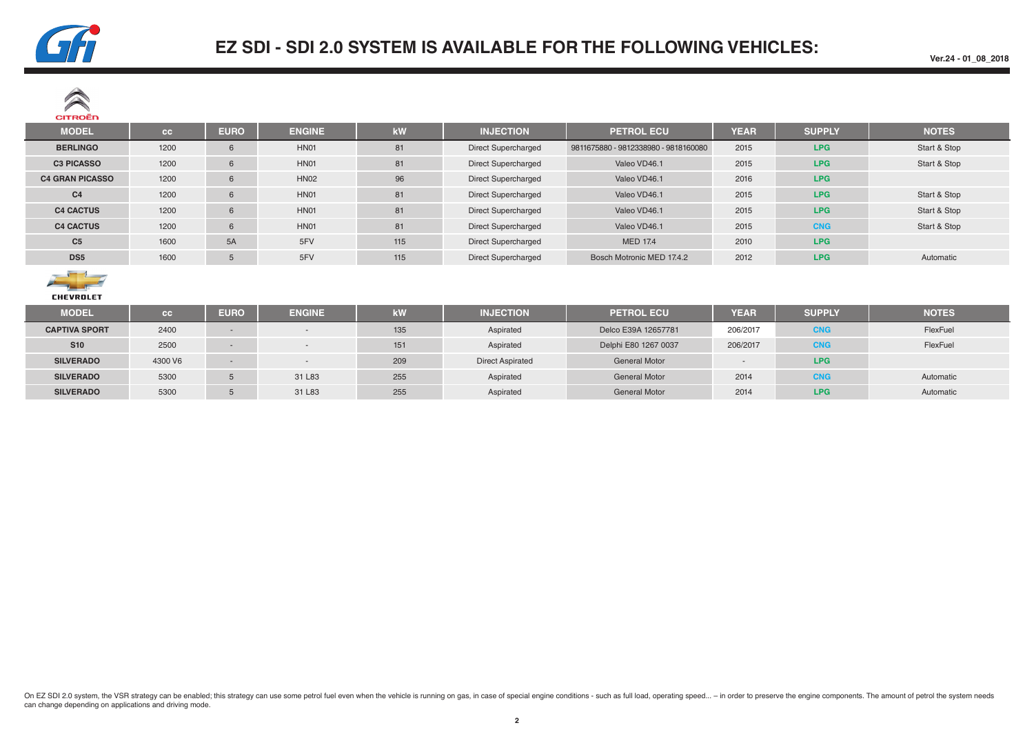# EZ SDI - SDI 2.0 SYSTEM IS AVAILABLE FOR THE FOLLOWING VEHICLES:

Ver.24 - 01_08_2018

## CITROËN

| MODEL | cc | EURO | ENGINE | kW | INJECTION | PETROL ECU | YEAR | SUPPLY | NOTES |
|---|---|---|---|---|---|---|---|---|---|
| **BERLINGO** | 1200 | 6 | HN01 | 81 | Direct Supercharged | 9811675880 - 9812338980 - 9818160080 | 2015 | **LPG** | Start & Stop |
| **C3 PICASSO** | 1200 | 6 | HN01 | 81 | Direct Supercharged | Valeo VD46.1 | 2015 | **LPG** | Start & Stop |
| **C4 GRAN PICASSO** | 1200 | 6 | HN02 | 96 | Direct Supercharged | Valeo VD46.1 | 2016 | **LPG** | |
| **C4** | 1200 | 6 | HN01 | 81 | Direct Supercharged | Valeo VD46.1 | 2015 | **LPG** | Start & Stop |
| **C4 CACTUS** | 1200 | 6 | HN01 | 81 | Direct Supercharged | Valeo VD46.1 | 2015 | **LPG** | Start & Stop |
| **C4 CACTUS** | 1200 | 6 | HN01 | 81 | Direct Supercharged | Valeo VD46.1 | 2015 | **CNG** | Start & Stop |
| **C5** | 1600 | 5A | 5FV | 115 | Direct Supercharged | MED 17.4 | 2010 | **LPG** | |
| **DS5** | 1600 | 5 | 5FV | 115 | Direct Supercharged | Bosch Motronic MED 17.4.2 | 2012 | **LPG** | Automatic |

## CHEVROLET

| MODEL | cc | EURO | ENGINE | kW | INJECTION | PETROL ECU | YEAR | SUPPLY | NOTES |
|---|---|---|---|---|---|---|---|---|---|
| **CAPTIVA SPORT** | 2400 | - | - | 135 | Aspirated | Delco E39A 12657781 | 206/2017 | **CNG** | FlexFuel |
| **S10** | 2500 | - | - | 151 | Aspirated | Delphi E80 1267 0037 | 206/2017 | **CNG** | FlexFuel |
| **SILVERADO** | 4300 V6 | - | - | 209 | Direct Aspirated | General Motor | - | **LPG** | |
| **SILVERADO** | 5300 | 5 | 31 L83 | 255 | Aspirated | General Motor | 2014 | **CNG** | Automatic |
| **SILVERADO** | 5300 | 5 | 31 L83 | 255 | Aspirated | General Motor | 2014 | **LPG** | Automatic |

On EZ SDI 2.0 system, the VSR strategy can be enabled; this strategy can use some petrol fuel even when the vehicle is running on gas, in case of special engine conditions - such as full load, operating speed... – in order to preserve the engine components. The amount of petrol the system needs can change depending on applications and driving mode.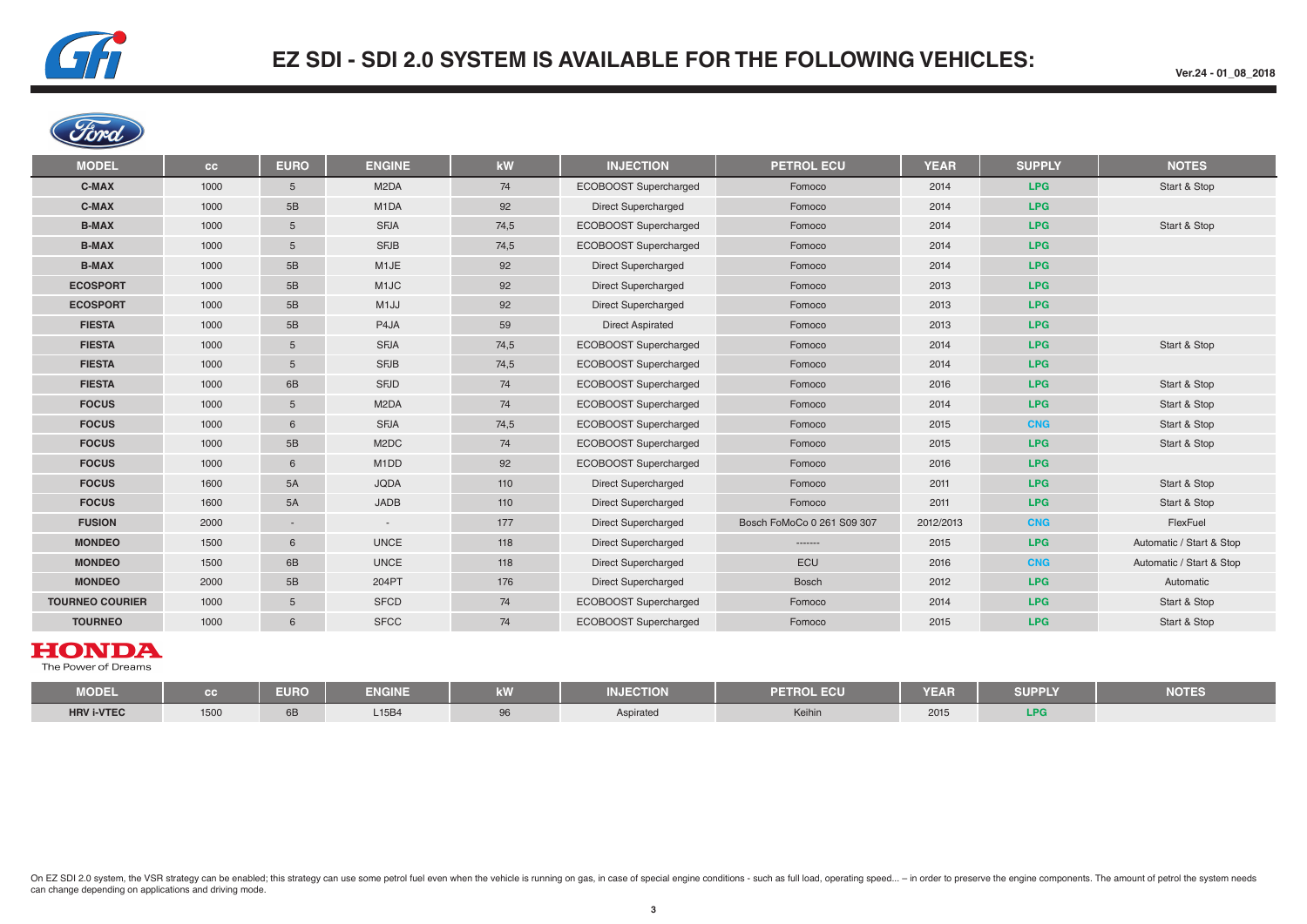# EZ SDI - SDI 2.0 SYSTEM IS AVAILABLE FOR THE FOLLOWING VEHICLES:

Ver.24 - 01_08_2018

## Ford

| MODEL | cc | EURO | ENGINE | kW | INJECTION | PETROL ECU | YEAR | SUPPLY | NOTES |
|---|---|---|---|---|---|---|---|---|---|
| **C-MAX** | 1000 | 5 | M2DA | 74 | ECOBOOST Supercharged | Fomoco | 2014 | **LPG** | Start & Stop |
| **C-MAX** | 1000 | 5B | M1DA | 92 | Direct Supercharged | Fomoco | 2014 | **LPG** | |
| **B-MAX** | 1000 | 5 | SFJA | 74,5 | ECOBOOST Supercharged | Fomoco | 2014 | **LPG** | Start & Stop |
| **B-MAX** | 1000 | 5 | SFJB | 74,5 | ECOBOOST Supercharged | Fomoco | 2014 | **LPG** | |
| **B-MAX** | 1000 | 5B | M1JE | 92 | Direct Supercharged | Fomoco | 2014 | **LPG** | |
| **ECOSPORT** | 1000 | 5B | M1JC | 92 | Direct Supercharged | Fomoco | 2013 | **LPG** | |
| **ECOSPORT** | 1000 | 5B | M1JJ | 92 | Direct Supercharged | Fomoco | 2013 | **LPG** | |
| **FIESTA** | 1000 | 5B | P4JA | 59 | Direct Aspirated | Fomoco | 2013 | **LPG** | |
| **FIESTA** | 1000 | 5 | SFJA | 74,5 | ECOBOOST Supercharged | Fomoco | 2014 | **LPG** | Start & Stop |
| **FIESTA** | 1000 | 5 | SFJB | 74,5 | ECOBOOST Supercharged | Fomoco | 2014 | **LPG** | |
| **FIESTA** | 1000 | 6B | SFJD | 74 | ECOBOOST Supercharged | Fomoco | 2016 | **LPG** | Start & Stop |
| **FOCUS** | 1000 | 5 | M2DA | 74 | ECOBOOST Supercharged | Fomoco | 2014 | **LPG** | Start & Stop |
| **FOCUS** | 1000 | 6 | SFJA | 74,5 | ECOBOOST Supercharged | Fomoco | 2015 | **CNG** | Start & Stop |
| **FOCUS** | 1000 | 5B | M2DC | 74 | ECOBOOST Supercharged | Fomoco | 2015 | **LPG** | Start & Stop |
| **FOCUS** | 1000 | 6 | M1DD | 92 | ECOBOOST Supercharged | Fomoco | 2016 | **LPG** | |
| **FOCUS** | 1600 | 5A | JQDA | 110 | Direct Supercharged | Fomoco | 2011 | **LPG** | Start & Stop |
| **FOCUS** | 1600 | 5A | JADB | 110 | Direct Supercharged | Fomoco | 2011 | **LPG** | Start & Stop |
| **FUSION** | 2000 | - | - | 177 | Direct Supercharged | Bosch FoMoCo 0 261 S09 307 | 2012/2013 | **CNG** | FlexFuel |
| **MONDEO** | 1500 | 6 | UNCE | 118 | Direct Supercharged | ------- | 2015 | **LPG** | Automatic / Start & Stop |
| **MONDEO** | 1500 | 6B | UNCE | 118 | Direct Supercharged | ECU | 2016 | **CNG** | Automatic / Start & Stop |
| **MONDEO** | 2000 | 5B | 204PT | 176 | Direct Supercharged | Bosch | 2012 | **LPG** | Automatic |
| **TOURNEO COURIER** | 1000 | 5 | SFCD | 74 | ECOBOOST Supercharged | Fomoco | 2014 | **LPG** | Start & Stop |
| **TOURNEO** | 1000 | 6 | SFCC | 74 | ECOBOOST Supercharged | Fomoco | 2015 | **LPG** | Start & Stop |

## HONDA

The Power of Dreams

| MODEL | cc | EURO | ENGINE | kW | INJECTION | PETROL ECU | YEAR | SUPPLY | NOTES |
|---|---|---|---|---|---|---|---|---|---|
| **HRV i-VTEC** | 1500 | 6B | L15B4 | 96 | Aspirated | Keihin | 2015 | **LPG** | |

On EZ SDI 2.0 system, the VSR strategy can be enabled; this strategy can use some petrol fuel even when the vehicle is running on gas, in case of special engine conditions - such as full load, operating speed... – in order to preserve the engine components. The amount of petrol the system needs can change depending on applications and driving mode.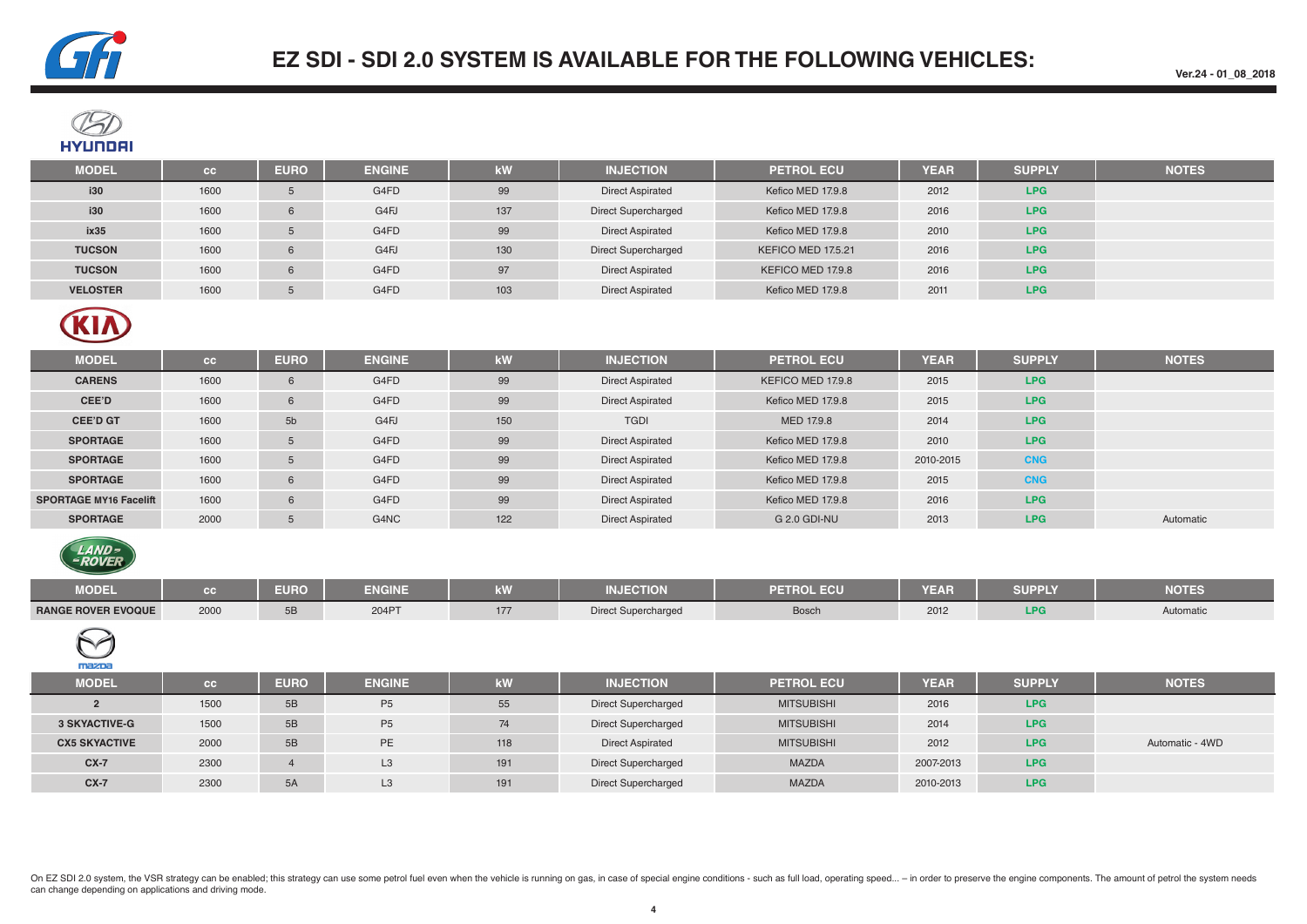# EZ SDI - SDI 2.0 SYSTEM IS AVAILABLE FOR THE FOLLOWING VEHICLES:

Ver.24 - 01_08_2018

## HYUNDAI

| MODEL | cc | EURO | ENGINE | kW | INJECTION | PETROL ECU | YEAR | SUPPLY | NOTES |
|---|---|---|---|---|---|---|---|---|---|
| **i30** | 1600 | 5 | G4FD | 99 | Direct Aspirated | Kefico MED 17.9.8 | 2012 | **LPG** | |
| **i30** | 1600 | 6 | G4FJ | 137 | Direct Supercharged | Kefico MED 17.9.8 | 2016 | **LPG** | |
| **ix35** | 1600 | 5 | G4FD | 99 | Direct Aspirated | Kefico MED 17.9.8 | 2010 | **LPG** | |
| **TUCSON** | 1600 | 6 | G4FJ | 130 | Direct Supercharged | KEFICO MED 17.5.21 | 2016 | **LPG** | |
| **TUCSON** | 1600 | 6 | G4FD | 97 | Direct Aspirated | KEFICO MED 17.9.8 | 2016 | **LPG** | |
| **VELOSTER** | 1600 | 5 | G4FD | 103 | Direct Aspirated | Kefico MED 17.9.8 | 2011 | **LPG** | |

## KIA

| MODEL | cc | EURO | ENGINE | kW | INJECTION | PETROL ECU | YEAR | SUPPLY | NOTES |
|---|---|---|---|---|---|---|---|---|---|
| **CARENS** | 1600 | 6 | G4FD | 99 | Direct Aspirated | KEFICO MED 17.9.8 | 2015 | **LPG** | |
| **CEE'D** | 1600 | 6 | G4FD | 99 | Direct Aspirated | Kefico MED 17.9.8 | 2015 | **LPG** | |
| **CEE'D GT** | 1600 | 5b | G4FJ | 150 | TGDI | MED 17.9.8 | 2014 | **LPG** | |
| **SPORTAGE** | 1600 | 5 | G4FD | 99 | Direct Aspirated | Kefico MED 17.9.8 | 2010 | **LPG** | |
| **SPORTAGE** | 1600 | 5 | G4FD | 99 | Direct Aspirated | Kefico MED 17.9.8 | 2010-2015 | **CNG** | |
| **SPORTAGE** | 1600 | 6 | G4FD | 99 | Direct Aspirated | Kefico MED 17.9.8 | 2015 | **CNG** | |
| **SPORTAGE MY16 Facelift** | 1600 | 6 | G4FD | 99 | Direct Aspirated | Kefico MED 17.9.8 | 2016 | **LPG** | |
| **SPORTAGE** | 2000 | 5 | G4NC | 122 | Direct Aspirated | G 2.0 GDI-NU | 2013 | **LPG** | Automatic |

## LAND ROVER

| MODEL | cc | EURO | ENGINE | kW | INJECTION | PETROL ECU | YEAR | SUPPLY | NOTES |
|---|---|---|---|---|---|---|---|---|---|
| **RANGE ROVER EVOQUE** | 2000 | 5B | 204PT | 177 | Direct Supercharged | Bosch | 2012 | **LPG** | Automatic |

## MAZDA

| MODEL | cc | EURO | ENGINE | kW | INJECTION | PETROL ECU | YEAR | SUPPLY | NOTES |
|---|---|---|---|---|---|---|---|---|---|
| **2** | 1500 | 5B | P5 | 55 | Direct Supercharged | MITSUBISHI | 2016 | **LPG** | |
| **3 SKYACTIVE-G** | 1500 | 5B | P5 | 74 | Direct Supercharged | MITSUBISHI | 2014 | **LPG** | |
| **CX5 SKYACTIVE** | 2000 | 5B | PE | 118 | Direct Aspirated | MITSUBISHI | 2012 | **LPG** | Automatic - 4WD |
| **CX-7** | 2300 | 4 | L3 | 191 | Direct Supercharged | MAZDA | 2007-2013 | **LPG** | |
| **CX-7** | 2300 | 5A | L3 | 191 | Direct Supercharged | MAZDA | 2010-2013 | **LPG** | |

On EZ SDI 2.0 system, the VSR strategy can be enabled; this strategy can use some petrol fuel even when the vehicle is running on gas, in case of special engine conditions - such as full load, operating speed... – in order to preserve the engine components. The amount of petrol the system needs can change depending on applications and driving mode.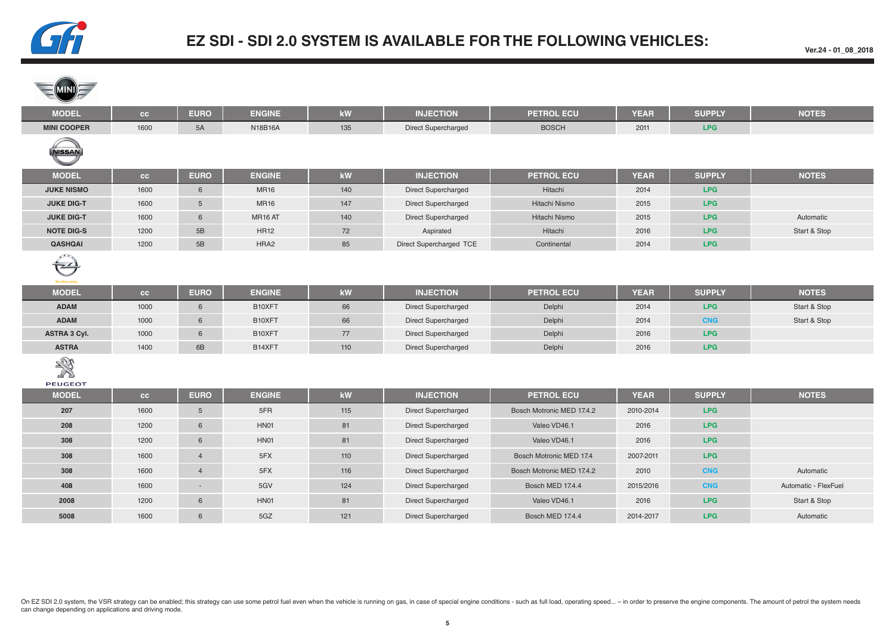# EZ SDI - SDI 2.0 SYSTEM IS AVAILABLE FOR THE FOLLOWING VEHICLES:

Ver.24 - 01_08_2018

## MINI

| MODEL | cc | EURO | ENGINE | kW | INJECTION | PETROL ECU | YEAR | SUPPLY | NOTES |
|---|---|---|---|---|---|---|---|---|---|
| MINI COOPER | 1600 | 5A | N18B16A | 135 | Direct Supercharged | BOSCH | 2011 | LPG | |

## NISSAN

| MODEL | cc | EURO | ENGINE | kW | INJECTION | PETROL ECU | YEAR | SUPPLY | NOTES |
|---|---|---|---|---|---|---|---|---|---|
| JUKE NISMO | 1600 | 6 | MR16 | 140 | Direct Supercharged | Hitachi | 2014 | LPG | |
| JUKE DIG-T | 1600 | 5 | MR16 | 147 | Direct Supercharged | Hitachi Nismo | 2015 | LPG | |
| JUKE DIG-T | 1600 | 6 | MR16 AT | 140 | Direct Supercharged | Hitachi Nismo | 2015 | LPG | Automatic |
| NOTE DIG-S | 1200 | 5B | HR12 | 72 | Aspirated | Hitachi | 2016 | LPG | Start & Stop |
| QASHQAI | 1200 | 5B | HRA2 | 85 | Direct Supercharged TCE | Continental | 2014 | LPG | |

## OPEL

| MODEL | cc | EURO | ENGINE | kW | INJECTION | PETROL ECU | YEAR | SUPPLY | NOTES |
|---|---|---|---|---|---|---|---|---|---|
| ADAM | 1000 | 6 | B10XFT | 66 | Direct Supercharged | Delphi | 2014 | LPG | Start & Stop |
| ADAM | 1000 | 6 | B10XFT | 66 | Direct Supercharged | Delphi | 2014 | CNG | Start & Stop |
| ASTRA 3 Cyl. | 1000 | 6 | B10XFT | 77 | Direct Supercharged | Delphi | 2016 | LPG | |
| ASTRA | 1400 | 6B | B14XFT | 110 | Direct Supercharged | Delphi | 2016 | LPG | |

## PEUGEOT

| MODEL | cc | EURO | ENGINE | kW | INJECTION | PETROL ECU | YEAR | SUPPLY | NOTES |
|---|---|---|---|---|---|---|---|---|---|
| 207 | 1600 | 5 | 5FR | 115 | Direct Supercharged | Bosch Motronic MED 17.4.2 | 2010-2014 | LPG | |
| 208 | 1200 | 6 | HN01 | 81 | Direct Supercharged | Valeo VD46.1 | 2016 | LPG | |
| 308 | 1200 | 6 | HN01 | 81 | Direct Supercharged | Valeo VD46.1 | 2016 | LPG | |
| 308 | 1600 | 4 | 5FX | 110 | Direct Supercharged | Bosch Motronic MED 17.4 | 2007-2011 | LPG | |
| 308 | 1600 | 4 | 5FX | 116 | Direct Supercharged | Bosch Motronic MED 17.4.2 | 2010 | CNG | Automatic |
| 408 | 1600 | - | 5GV | 124 | Direct Supercharged | Bosch MED 17.4.4 | 2015/2016 | CNG | Automatic - FlexFuel |
| 2008 | 1200 | 6 | HN01 | 81 | Direct Supercharged | Valeo VD46.1 | 2016 | LPG | Start & Stop |
| 5008 | 1600 | 6 | 5GZ | 121 | Direct Supercharged | Bosch MED 17.4.4 | 2014-2017 | LPG | Automatic |

On EZ SDI 2.0 system, the VSR strategy can be enabled; this strategy can use some petrol fuel even when the vehicle is running on gas, in case of special engine conditions - such as full load, operating speed... – in order to preserve the engine components. The amount of petrol the system needs can change depending on applications and driving mode.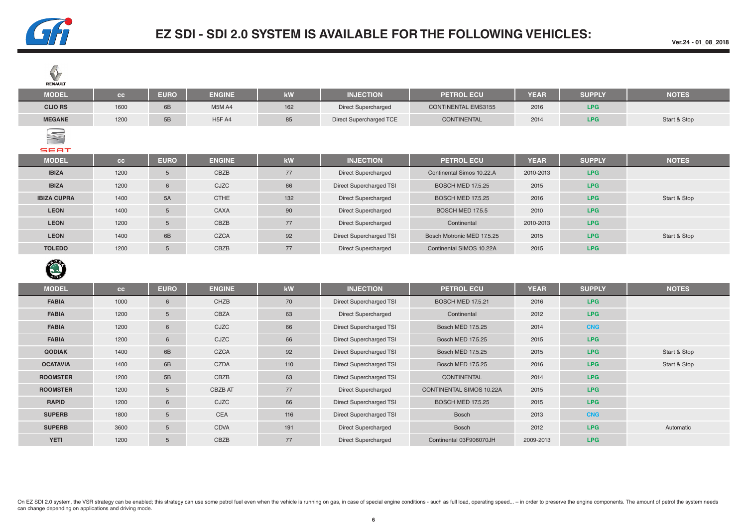# EZ SDI - SDI 2.0 SYSTEM IS AVAILABLE FOR THE FOLLOWING VEHICLES:

Ver.24 - 01_08_2018

RENAULT

| MODEL | cc | EURO | ENGINE | kW | INJECTION | PETROL ECU | YEAR | SUPPLY | NOTES |
|---|---|---|---|---|---|---|---|---|---|
| CLIO RS | 1600 | 6B | M5M A4 | 162 | Direct Supercharged | CONTINENTAL EMS3155 | 2016 | LPG | |
| MEGANE | 1200 | 5B | H5F A4 | 85 | Direct Supercharged TCE | CONTINENTAL | 2014 | LPG | Start & Stop |

SEAT

| MODEL | cc | EURO | ENGINE | kW | INJECTION | PETROL ECU | YEAR | SUPPLY | NOTES |
|---|---|---|---|---|---|---|---|---|---|
| IBIZA | 1200 | 5 | CBZB | 77 | Direct Supercharged | Continental Simos 10.22.A | 2010-2013 | LPG | |
| IBIZA | 1200 | 6 | CJZC | 66 | Direct Supercharged TSI | BOSCH MED 17.5.25 | 2015 | LPG | |
| IBIZA CUPRA | 1400 | 5A | CTHE | 132 | Direct Supercharged | BOSCH MED 17.5.25 | 2016 | LPG | Start & Stop |
| LEON | 1400 | 5 | CAXA | 90 | Direct Supercharged | BOSCH MED 17.5.5 | 2010 | LPG | |
| LEON | 1200 | 5 | CBZB | 77 | Direct Supercharged | Continental | 2010-2013 | LPG | |
| LEON | 1400 | 6B | CZCA | 92 | Direct Supercharged TSI | Bosch Motronic MED 17.5.25 | 2015 | LPG | Start & Stop |
| TOLEDO | 1200 | 5 | CBZB | 77 | Direct Supercharged | Continental SIMOS 10.22A | 2015 | LPG | |

SKODA

| MODEL | cc | EURO | ENGINE | kW | INJECTION | PETROL ECU | YEAR | SUPPLY | NOTES |
|---|---|---|---|---|---|---|---|---|---|
| FABIA | 1000 | 6 | CHZB | 70 | Direct Supercharged TSI | BOSCH MED 17.5.21 | 2016 | LPG | |
| FABIA | 1200 | 5 | CBZA | 63 | Direct Supercharged | Continental | 2012 | LPG | |
| FABIA | 1200 | 6 | CJZC | 66 | Direct Supercharged TSI | Bosch MED 17.5.25 | 2014 | CNG | |
| FABIA | 1200 | 6 | CJZC | 66 | Direct Supercharged TSI | Bosch MED 17.5.25 | 2015 | LPG | |
| QODIAK | 1400 | 6B | CZCA | 92 | Direct Supercharged TSI | Bosch MED 17.5.25 | 2015 | LPG | Start & Stop |
| OCATAVIA | 1400 | 6B | CZDA | 110 | Direct Supercharged TSI | Bosch MED 17.5.25 | 2016 | LPG | Start & Stop |
| ROOMSTER | 1200 | 5B | CBZB | 63 | Direct Supercharged TSI | CONTINENTAL | 2014 | LPG | |
| ROOMSTER | 1200 | 5 | CBZB AT | 77 | Direct Supercharged | CONTINENTAL SIMOS 10.22A | 2015 | LPG | |
| RAPID | 1200 | 6 | CJZC | 66 | Direct Supercharged TSI | BOSCH MED 17.5.25 | 2015 | LPG | |
| SUPERB | 1800 | 5 | CEA | 116 | Direct Supercharged TSI | Bosch | 2013 | CNG | |
| SUPERB | 3600 | 5 | CDVA | 191 | Direct Supercharged | Bosch | 2012 | LPG | Automatic |
| YETI | 1200 | 5 | CBZB | 77 | Direct Supercharged | Continental 03F906070JH | 2009-2013 | LPG | |

On EZ SDI 2.0 system, the VSR strategy can be enabled; this strategy can use some petrol fuel even when the vehicle is running on gas, in case of special engine conditions - such as full load, operating speed... – in order to preserve the engine components. The amount of petrol the system needs can change depending on applications and driving mode.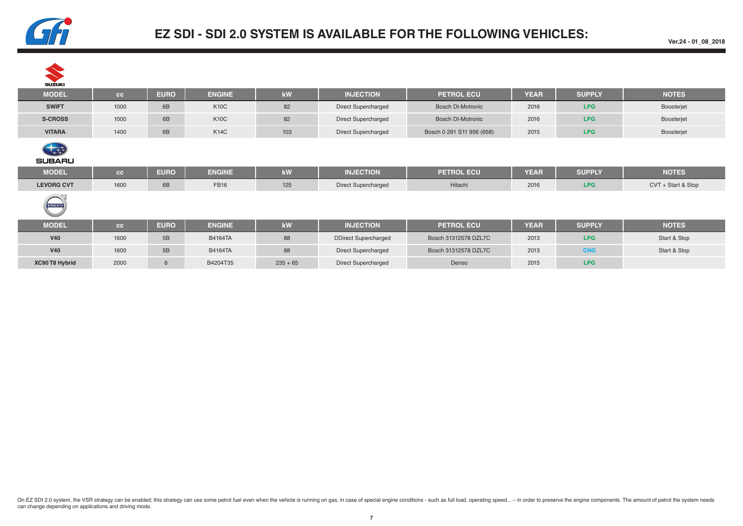# EZ SDI - SDI 2.0 SYSTEM IS AVAILABLE FOR THE FOLLOWING VEHICLES:

Ver.24 - 01_08_2018

## SUZUKI

| MODEL | cc | EURO | ENGINE | kW | INJECTION | PETROL ECU | YEAR | SUPPLY | NOTES |
|---|---|---|---|---|---|---|---|---|---|
| **SWIFT** | 1000 | 6B | K10C | 82 | Direct Supercharged | Bosch DI-Motronic | 2016 | LPG | Boosterjet |
| **S-CROSS** | 1000 | 6B | K10C | 82 | Direct Supercharged | Bosch DI-Motronic | 2016 | LPG | Boosterjet |
| **VITARA** | 1400 | 6B | K14C | 103 | Direct Supercharged | Bosch 0 261 S11 956 (658) | 2015 | LPG | Boosterjet |

## SUBARU

| MODEL | cc | EURO | ENGINE | kW | INJECTION | PETROL ECU | YEAR | SUPPLY | NOTES |
|---|---|---|---|---|---|---|---|---|---|
| **LEVORG CVT** | 1600 | 6B | FB16 | 125 | Direct Supercharged | Hitachi | 2016 | LPG | CVT + Start & Stop |

## VOLVO

| MODEL | cc | EURO | ENGINE | kW | INJECTION | PETROL ECU | YEAR | SUPPLY | NOTES |
|---|---|---|---|---|---|---|---|---|---|
| **V40** | 1600 | 5B | B4164TA | 88 | DDirect Supercharged | Bosch 31312578 DZL7C | 2013 | LPG | Start & Stop |
| **V40** | 1600 | 5B | B4164TA | 88 | Direct Supercharged | Bosch 31312578 DZL7C | 2013 | CNG | Start & Stop |
| **XC90 T8 Hybrid** | 2000 | 6 | B4204T35 | 235 + 65 | Direct Supercharged | Denso | 2015 | LPG | |

On EZ SDI 2.0 system, the VSR strategy can be enabled; this strategy can use some petrol fuel even when the vehicle is running on gas, in case of special engine conditions - such as full load, operating speed... – in order to preserve the engine components. The amount of petrol the system needs can change depending on applications and driving mode.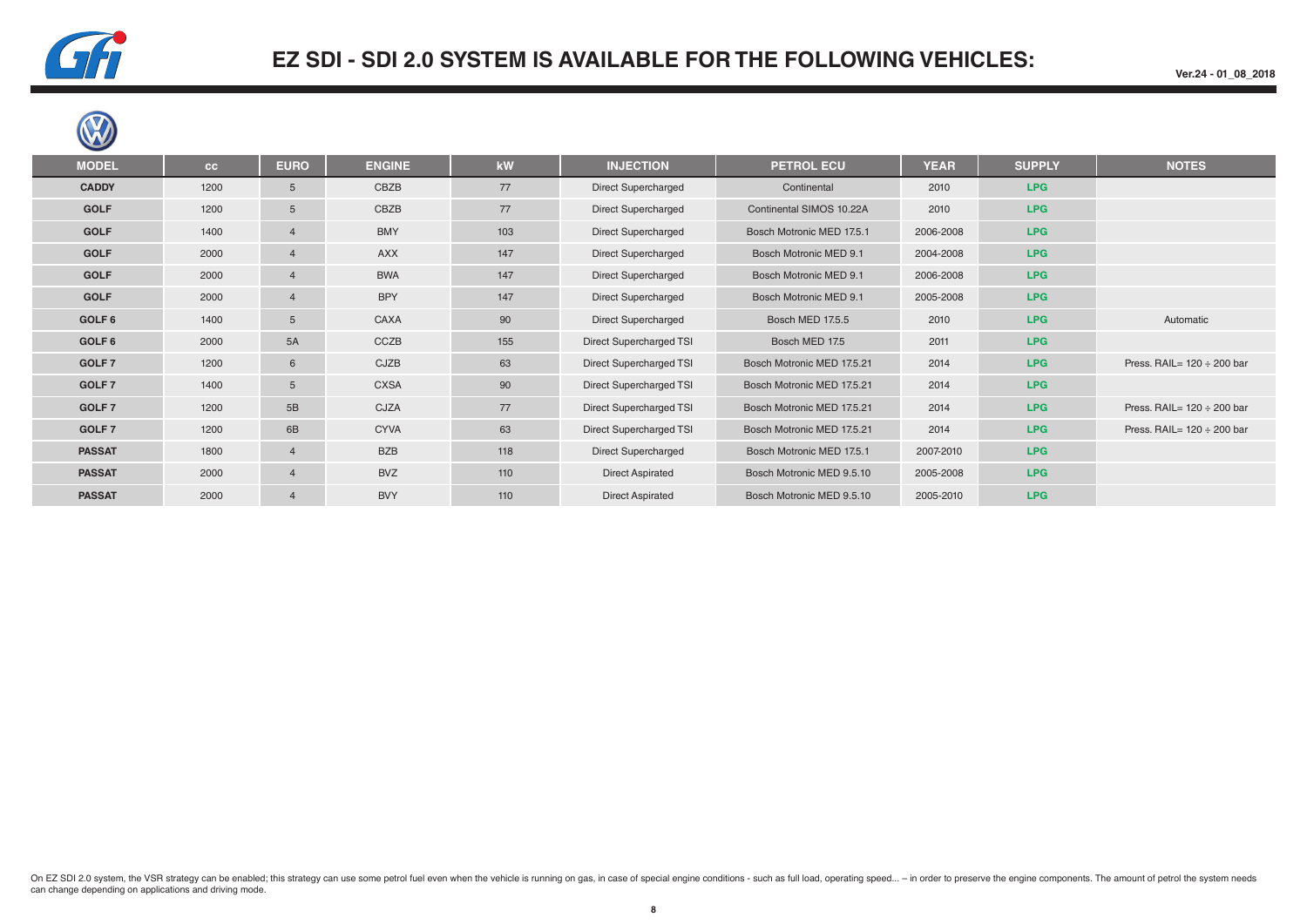# EZ SDI - SDI 2.0 SYSTEM IS AVAILABLE FOR THE FOLLOWING VEHICLES:

Ver.24 - 01_08_2018

| MODEL | cc | EURO | ENGINE | kW | INJECTION | PETROL ECU | YEAR | SUPPLY | NOTES |
|---|---|---|---|---|---|---|---|---|---|
| CADDY | 1200 | 5 | CBZB | 77 | Direct Supercharged | Continental | 2010 | LPG | |
| GOLF | 1200 | 5 | CBZB | 77 | Direct Supercharged | Continental SIMOS 10.22A | 2010 | LPG | |
| GOLF | 1400 | 4 | BMY | 103 | Direct Supercharged | Bosch Motronic MED 17.5.1 | 2006-2008 | LPG | |
| GOLF | 2000 | 4 | AXX | 147 | Direct Supercharged | Bosch Motronic MED 9.1 | 2004-2008 | LPG | |
| GOLF | 2000 | 4 | BWA | 147 | Direct Supercharged | Bosch Motronic MED 9.1 | 2006-2008 | LPG | |
| GOLF | 2000 | 4 | BPY | 147 | Direct Supercharged | Bosch Motronic MED 9.1 | 2005-2008 | LPG | |
| GOLF 6 | 1400 | 5 | CAXA | 90 | Direct Supercharged | Bosch MED 17.5.5 | 2010 | LPG | Automatic |
| GOLF 6 | 2000 | 5A | CCZB | 155 | Direct Supercharged TSI | Bosch MED 17.5 | 2011 | LPG | |
| GOLF 7 | 1200 | 6 | CJZB | 63 | Direct Supercharged TSI | Bosch Motronic MED 17.5.21 | 2014 | LPG | Press. RAIL= 120 ÷ 200 bar |
| GOLF 7 | 1400 | 5 | CXSA | 90 | Direct Supercharged TSI | Bosch Motronic MED 17.5.21 | 2014 | LPG | |
| GOLF 7 | 1200 | 5B | CJZA | 77 | Direct Supercharged TSI | Bosch Motronic MED 17.5.21 | 2014 | LPG | Press. RAIL= 120 ÷ 200 bar |
| GOLF 7 | 1200 | 6B | CYVA | 63 | Direct Supercharged TSI | Bosch Motronic MED 17.5.21 | 2014 | LPG | Press. RAIL= 120 ÷ 200 bar |
| PASSAT | 1800 | 4 | BZB | 118 | Direct Supercharged | Bosch Motronic MED 17.5.1 | 2007-2010 | LPG | |
| PASSAT | 2000 | 4 | BVZ | 110 | Direct Aspirated | Bosch Motronic MED 9.5.10 | 2005-2008 | LPG | |
| PASSAT | 2000 | 4 | BVY | 110 | Direct Aspirated | Bosch Motronic MED 9.5.10 | 2005-2010 | LPG | |

On EZ SDI 2.0 system, the VSR strategy can be enabled; this strategy can use some petrol fuel even when the vehicle is running on gas, in case of special engine conditions - such as full load, operating speed... – in order to preserve the engine components. The amount of petrol the system needs can change depending on applications and driving mode.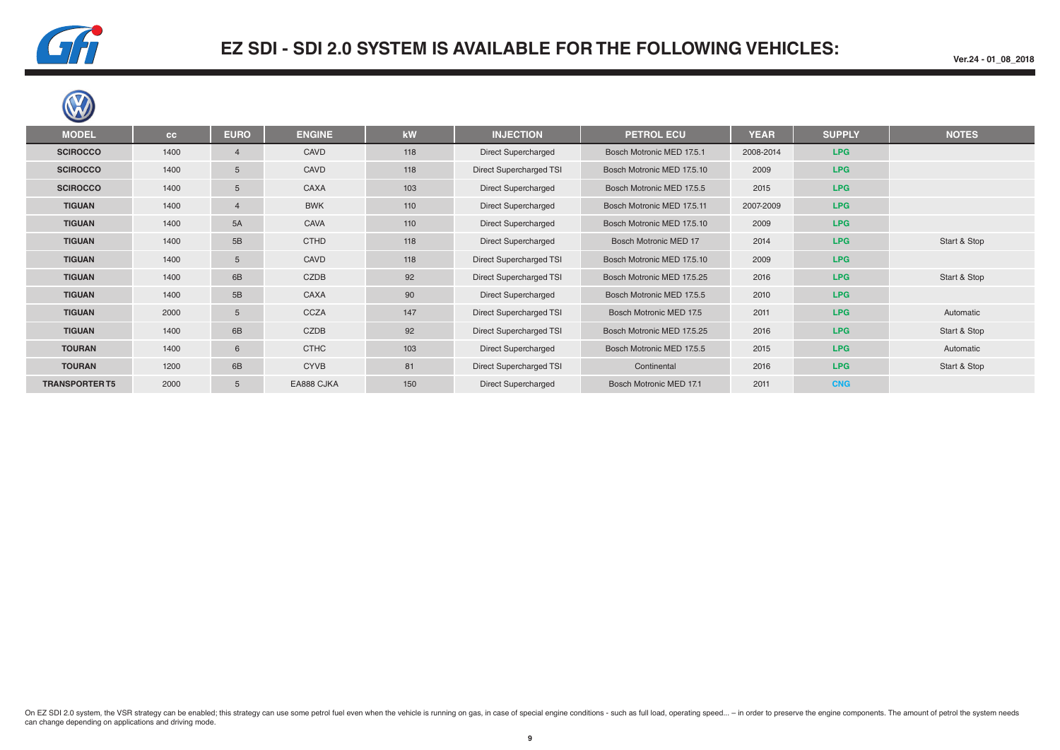# EZ SDI - SDI 2.0 SYSTEM IS AVAILABLE FOR THE FOLLOWING VEHICLES:

Ver.24 - 01_08_2018

| MODEL | cc | EURO | ENGINE | kW | INJECTION | PETROL ECU | YEAR | SUPPLY | NOTES |
|---|---|---|---|---|---|---|---|---|---|
| SCIROCCO | 1400 | 4 | CAVD | 118 | Direct Supercharged | Bosch Motronic MED 17.5.1 | 2008-2014 | LPG | |
| SCIROCCO | 1400 | 5 | CAVD | 118 | Direct Supercharged TSI | Bosch Motronic MED 17.5.10 | 2009 | LPG | |
| SCIROCCO | 1400 | 5 | CAXA | 103 | Direct Supercharged | Bosch Motronic MED 17.5.5 | 2015 | LPG | |
| TIGUAN | 1400 | 4 | BWK | 110 | Direct Supercharged | Bosch Motronic MED 17.5.11 | 2007-2009 | LPG | |
| TIGUAN | 1400 | 5A | CAVA | 110 | Direct Supercharged | Bosch Motronic MED 17.5.10 | 2009 | LPG | |
| TIGUAN | 1400 | 5B | CTHD | 118 | Direct Supercharged | Bosch Motronic MED 17 | 2014 | LPG | Start & Stop |
| TIGUAN | 1400 | 5 | CAVD | 118 | Direct Supercharged TSI | Bosch Motronic MED 17.5.10 | 2009 | LPG | |
| TIGUAN | 1400 | 6B | CZDB | 92 | Direct Supercharged TSI | Bosch Motronic MED 17.5.25 | 2016 | LPG | Start & Stop |
| TIGUAN | 1400 | 5B | CAXA | 90 | Direct Supercharged | Bosch Motronic MED 17.5.5 | 2010 | LPG | |
| TIGUAN | 2000 | 5 | CCZA | 147 | Direct Supercharged TSI | Bosch Motronic MED 17.5 | 2011 | LPG | Automatic |
| TIGUAN | 1400 | 6B | CZDB | 92 | Direct Supercharged TSI | Bosch Motronic MED 17.5.25 | 2016 | LPG | Start & Stop |
| TOURAN | 1400 | 6 | CTHC | 103 | Direct Supercharged | Bosch Motronic MED 17.5.5 | 2015 | LPG | Automatic |
| TOURAN | 1200 | 6B | CYVB | 81 | Direct Supercharged TSI | Continental | 2016 | LPG | Start & Stop |
| TRANSPORTER T5 | 2000 | 5 | EA888 CJKA | 150 | Direct Supercharged | Bosch Motronic MED 17.1 | 2011 | CNG | |

On EZ SDI 2.0 system, the VSR strategy can be enabled; this strategy can use some petrol fuel even when the vehicle is running on gas, in case of special engine conditions - such as full load, operating speed... – in order to preserve the engine components. The amount of petrol the system needs can change depending on applications and driving mode.